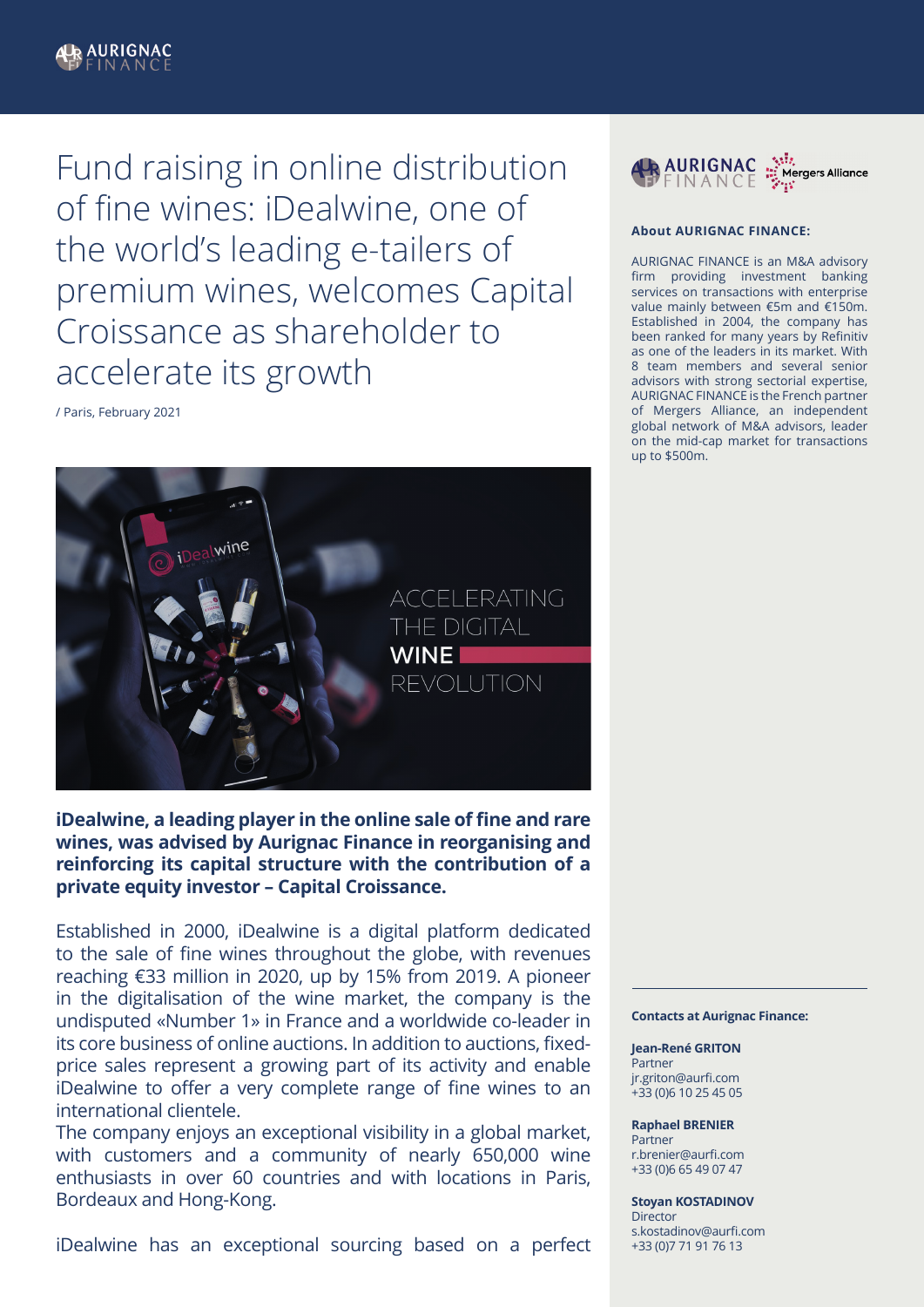# Fund raising in online distribution of fine wines: iDealwine, one of the world's leading e-tailers of premium wines, welcomes Capital Croissance as shareholder to accelerate its growth

/ Paris, February 2021

**iDealwine, a leading player in the online sale of fine and rare wines, was advised by Aurignac Finance in reorganising and reinforcing its capital structure with the contribution of a private equity investor – Capital Croissance.**

Established in 2000, iDealwine is a digital platform dedicated to the sale of fine wines throughout the globe, with revenues reaching €33 million in 2020, up by 15% from 2019. A pioneer in the digitalisation of the wine market, the company is the undisputed «Number 1» in France and a worldwide co-leader in its core business of online auctions. In addition to auctions, fixed-price sales represent a growing part of its activity and enable iDealwine to offer a very complete range of fine wines to an international clientele.

The company enjoys an exceptional visibility in a global market, with customers and a community of nearly 650,000 wine enthusiasts in over 60 countries and with locations in Paris, Bordeaux and Hong-Kong.

iDealwine has an exceptional sourcing based on a perfect

**About AURIGNAC FINANCE:**

AURIGNAC FINANCE is an M&A advisory firm providing investment banking services on transactions with enterprise value mainly between €5m and €150m. Established in 2004, the company has been ranked for many years by Refinitiv as one of the leaders in its market. With 8 team members and several senior advisors with strong sectorial expertise, AURIGNAC FINANCE is the French partner of Mergers Alliance, an independent global network of M&A advisors, leader on the mid-cap market for transactions up to $500m.

**Contacts at Aurignac Finance:**

**Jean-René GRITON**
Partner
jr.griton@aurfi.com
+33 (0)6 10 25 45 05

**Raphael BRENIER**
Partner
r.brenier@aurfi.com
+33 (0)6 65 49 07 47

**Stoyan KOSTADINOV**
Director
s.kostadinov@aurfi.com
+33 (0)7 71 91 76 13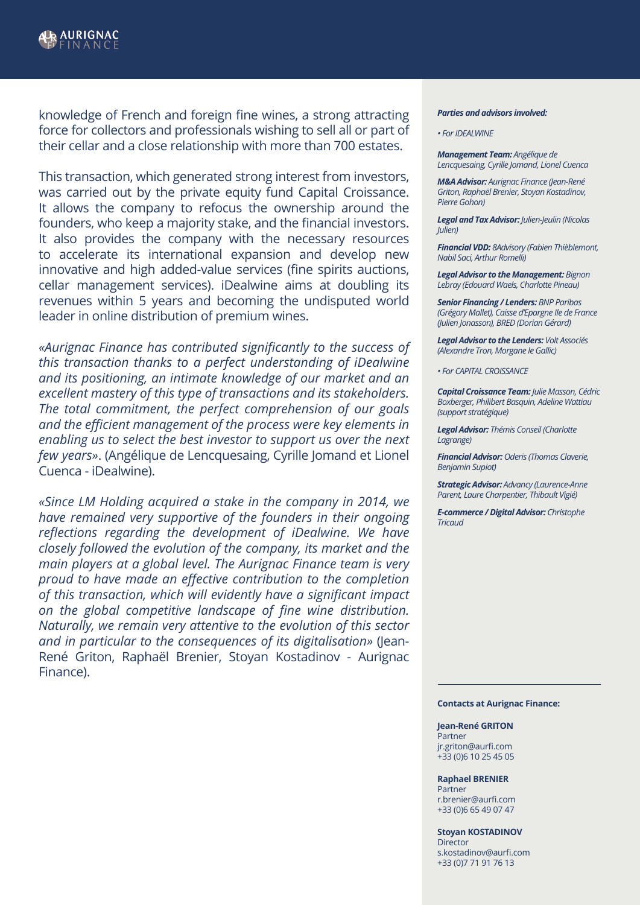knowledge of French and foreign fine wines, a strong attracting force for collectors and professionals wishing to sell all or part of their cellar and a close relationship with more than 700 estates.

This transaction, which generated strong interest from investors, was carried out by the private equity fund Capital Croissance. It allows the company to refocus the ownership around the founders, who keep a majority stake, and the financial investors. It also provides the company with the necessary resources to accelerate its international expansion and develop new innovative and high added-value services (fine spirits auctions, cellar management services). iDealwine aims at doubling its revenues within 5 years and becoming the undisputed world leader in online distribution of premium wines.

*«Aurignac Finance has contributed significantly to the success of this transaction thanks to a perfect understanding of iDealwine and its positioning, an intimate knowledge of our market and an excellent mastery of this type of transactions and its stakeholders. The total commitment, the perfect comprehension of our goals and the efficient management of the process were key elements in enabling us to select the best investor to support us over the next few years»*. (Angélique de Lencquesaing, Cyrille Jomand et Lionel Cuenca - iDealwine).

*«Since LM Holding acquired a stake in the company in 2014, we have remained very supportive of the founders in their ongoing reflections regarding the development of iDealwine. We have closely followed the evolution of the company, its market and the main players at a global level. The Aurignac Finance team is very proud to have made an effective contribution to the completion of this transaction, which will evidently have a significant impact on the global competitive landscape of fine wine distribution. Naturally, we remain very attentive to the evolution of this sector and in particular to the consequences of its digitalisation»* (Jean-René Griton, Raphaël Brenier, Stoyan Kostadinov - Aurignac Finance).

***Parties and advisors involved:***

*• For IDEALWINE*

***Management Team:*** *Angélique de Lencquesaing, Cyrille Jomand, Lionel Cuenca*

***M&A Advisor:*** *Aurignac Finance (Jean-René Griton, Raphaël Brenier, Stoyan Kostadinov, Pierre Gohon)*

***Legal and Tax Advisor:*** *Julien-Jeulin (Nicolas Julien)*

***Financial VDD:*** *8Advisory (Fabien Thièblemont, Nabil Saci, Arthur Romelli)*

***Legal Advisor to the Management:*** *Bignon Lebray (Edouard Waels, Charlotte Pineau)*

***Senior Financing / Lenders:*** *BNP Paribas (Grégory Mallet), Caisse d'Epargne Ile de France (Julien Jonasson), BRED (Dorian Gérard)*

***Legal Advisor to the Lenders:*** *Volt Associés (Alexandre Tron, Morgane le Gallic)*

*• For CAPITAL CROISSANCE*

***Capital Croissance Team:*** *Julie Masson, Cédric Boxberger, Philibert Basquin, Adeline Wattiau (support stratégique)*

***Legal Advisor:*** *Thémis Conseil (Charlotte Lagrange)*

***Financial Advisor:*** *Oderis (Thomas Claverie, Benjamin Supiot)*

***Strategic Advisor:*** *Advancy (Laurence-Anne Parent, Laure Charpentier, Thibault Vigié)*

***E-commerce / Digital Advisor:*** *Christophe Tricaud*

**Contacts at Aurignac Finance:**

**Jean-René GRITON**
Partner
jr.griton@aurfi.com
+33 (0)6 10 25 45 05

**Raphael BRENIER**
Partner
r.brenier@aurfi.com
+33 (0)6 65 49 07 47

**Stoyan KOSTADINOV**
Director
s.kostadinov@aurfi.com
+33 (0)7 71 91 76 13